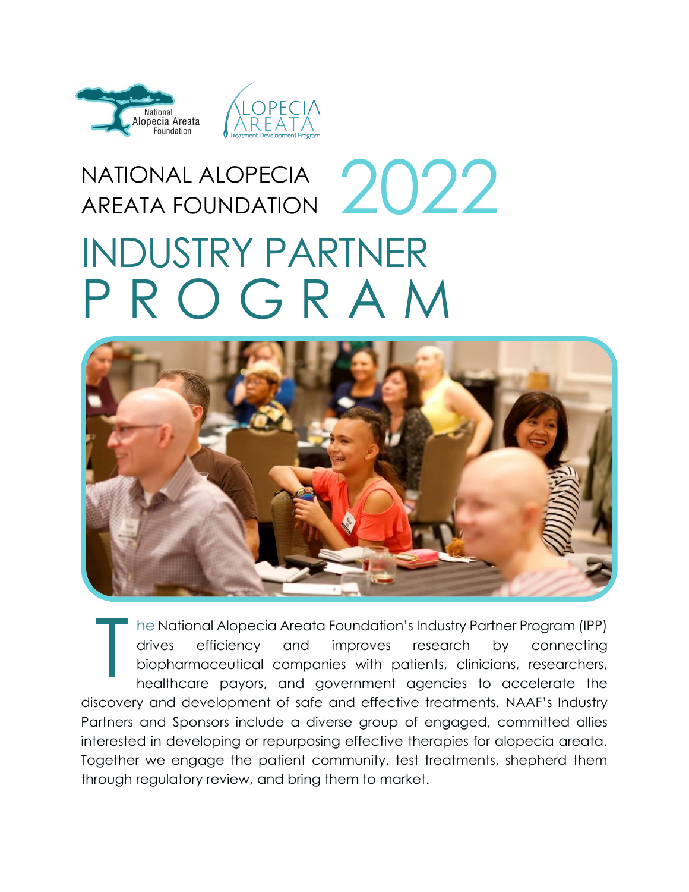# NATIONAL ALOPECIA AREATA FOUNDATION 2022

# INDUSTRY PARTNER PROGRAM

The National Alopecia Areata Foundation's Industry Partner Program (IPP) drives efficiency and improves research by connecting biopharmaceutical companies with patients, clinicians, researchers, healthcare payors, and government agencies to accelerate the discovery and development of safe and effective treatments. NAAF's Industry Partners and Sponsors include a diverse group of engaged, committed allies interested in developing or repurposing effective therapies for alopecia areata. Together we engage the patient community, test treatments, shepherd them through regulatory review, and bring them to market.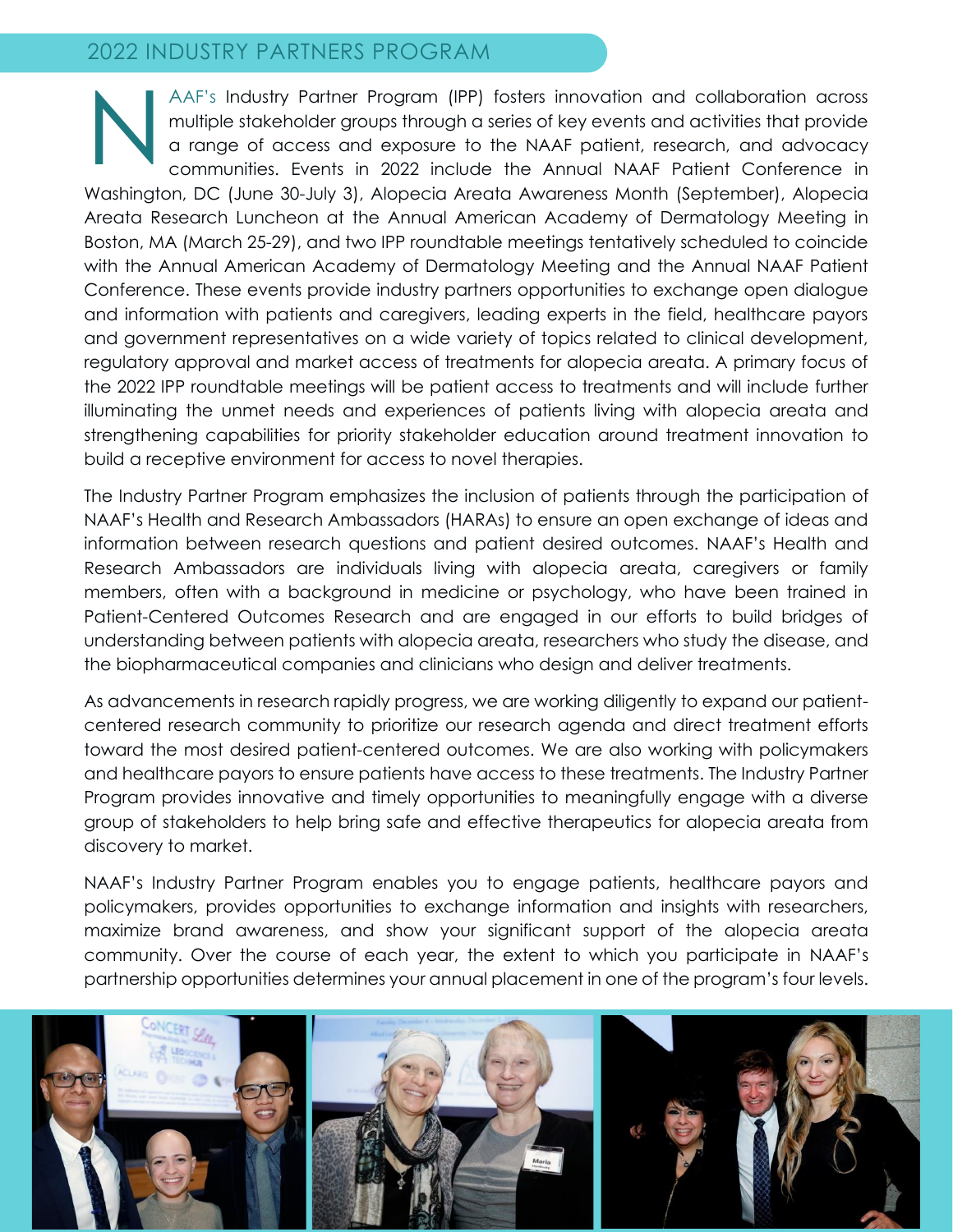## 2022 INDUSTRY PARTNERS PROGRAM

NAAF's Industry Partner Program (IPP) fosters innovation and collaboration across multiple stakeholder groups through a series of key events and activities that provide a range of access and exposure to the NAAF patient, research, and advocacy communities. Events in 2022 include the Annual NAAF Patient Conference in Washington, DC (June 30-July 3), Alopecia Areata Awareness Month (September), Alopecia Areata Research Luncheon at the Annual American Academy of Dermatology Meeting in Boston, MA (March 25-29), and two IPP roundtable meetings tentatively scheduled to coincide with the Annual American Academy of Dermatology Meeting and the Annual NAAF Patient Conference. These events provide industry partners opportunities to exchange open dialogue and information with patients and caregivers, leading experts in the field, healthcare payors and government representatives on a wide variety of topics related to clinical development, regulatory approval and market access of treatments for alopecia areata. A primary focus of the 2022 IPP roundtable meetings will be patient access to treatments and will include further illuminating the unmet needs and experiences of patients living with alopecia areata and strengthening capabilities for priority stakeholder education around treatment innovation to build a receptive environment for access to novel therapies.

The Industry Partner Program emphasizes the inclusion of patients through the participation of NAAF's Health and Research Ambassadors (HARAs) to ensure an open exchange of ideas and information between research questions and patient desired outcomes. NAAF's Health and Research Ambassadors are individuals living with alopecia areata, caregivers or family members, often with a background in medicine or psychology, who have been trained in Patient-Centered Outcomes Research and are engaged in our efforts to build bridges of understanding between patients with alopecia areata, researchers who study the disease, and the biopharmaceutical companies and clinicians who design and deliver treatments.

As advancements in research rapidly progress, we are working diligently to expand our patient-centered research community to prioritize our research agenda and direct treatment efforts toward the most desired patient-centered outcomes. We are also working with policymakers and healthcare payors to ensure patients have access to these treatments. The Industry Partner Program provides innovative and timely opportunities to meaningfully engage with a diverse group of stakeholders to help bring safe and effective therapeutics for alopecia areata from discovery to market.

NAAF's Industry Partner Program enables you to engage patients, healthcare payors and policymakers, provides opportunities to exchange information and insights with researchers, maximize brand awareness, and show your significant support of the alopecia areata community. Over the course of each year, the extent to which you participate in NAAF's partnership opportunities determines your annual placement in one of the program's four levels.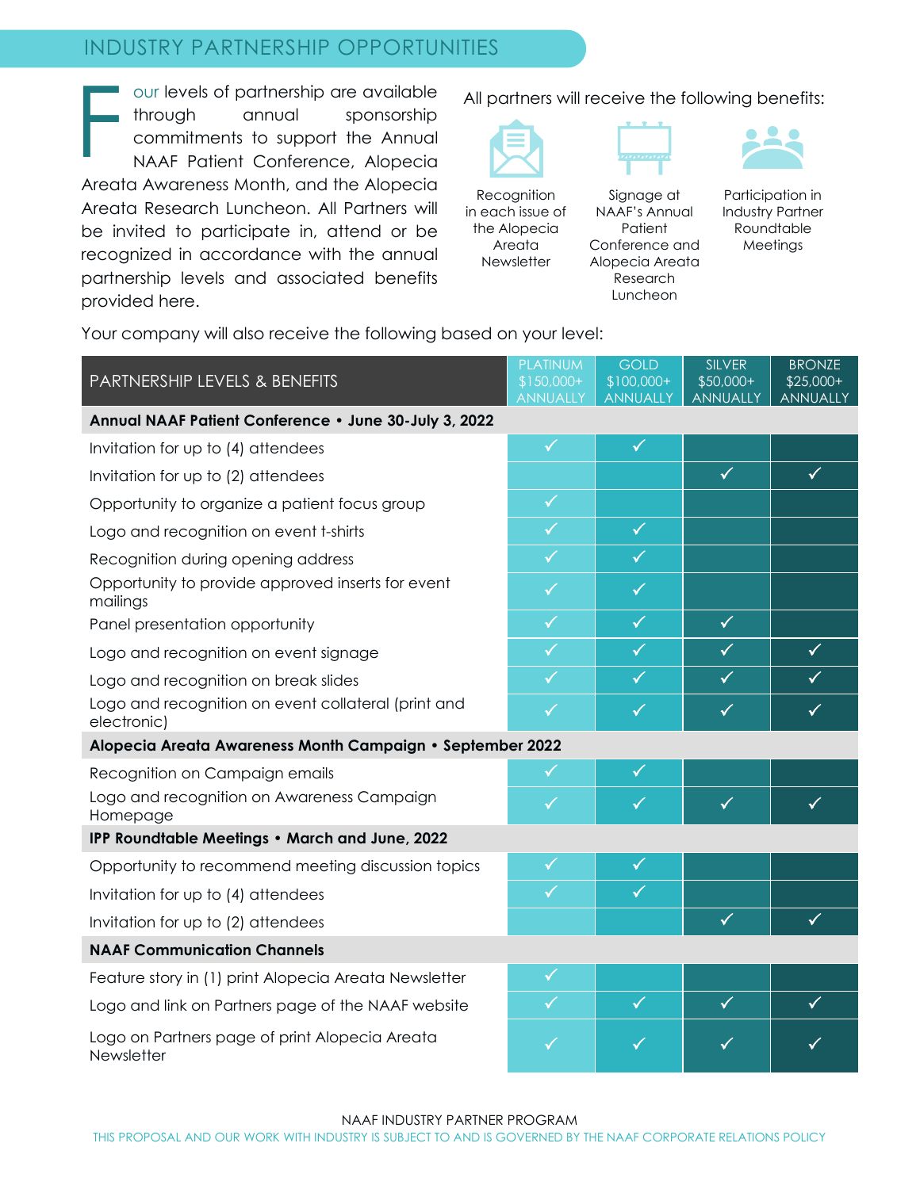## INDUSTRY PARTNERSHIP OPPORTUNITIES

Four levels of partnership are available through annual sponsorship commitments to support the Annual NAAF Patient Conference, Alopecia Areata Awareness Month, and the Alopecia Areata Research Luncheon. All Partners will be invited to participate in, attend or be recognized in accordance with the annual partnership levels and associated benefits provided here.

All partners will receive the following benefits:

- Recognition in each issue of the Alopecia Areata Newsletter
- Signage at NAAF's Annual Patient Conference and Alopecia Areata Research Luncheon
- Participation in Industry Partner Roundtable Meetings

Your company will also receive the following based on your level:

| PARTNERSHIP LEVELS & BENEFITS | PLATINUM $150,000+ ANNUALLY | GOLD $100,000+ ANNUALLY | SILVER $50,000+ ANNUALLY | BRONZE $25,000+ ANNUALLY |
|---|---|---|---|---|
| **Annual NAAF Patient Conference • June 30-July 3, 2022** | | | | |
| Invitation for up to (4) attendees | ✓ | ✓ | | |
| Invitation for up to (2) attendees | | | ✓ | ✓ |
| Opportunity to organize a patient focus group | ✓ | | | |
| Logo and recognition on event t-shirts | ✓ | ✓ | | |
| Recognition during opening address | ✓ | ✓ | | |
| Opportunity to provide approved inserts for event mailings | ✓ | ✓ | | |
| Panel presentation opportunity | ✓ | ✓ | ✓ | |
| Logo and recognition on event signage | ✓ | ✓ | ✓ | ✓ |
| Logo and recognition on break slides | ✓ | ✓ | ✓ | ✓ |
| Logo and recognition on event collateral (print and electronic) | ✓ | ✓ | ✓ | ✓ |
| **Alopecia Areata Awareness Month Campaign • September 2022** | | | | |
| Recognition on Campaign emails | ✓ | ✓ | | |
| Logo and recognition on Awareness Campaign Homepage | ✓ | ✓ | ✓ | ✓ |
| **IPP Roundtable Meetings • March and June, 2022** | | | | |
| Opportunity to recommend meeting discussion topics | ✓ | ✓ | | |
| Invitation for up to (4) attendees | ✓ | ✓ | | |
| Invitation for up to (2) attendees | | | ✓ | ✓ |
| **NAAF Communication Channels** | | | | |
| Feature story in (1) print Alopecia Areata Newsletter | ✓ | | | |
| Logo and link on Partners page of the NAAF website | ✓ | ✓ | ✓ | ✓ |
| Logo on Partners page of print Alopecia Areata Newsletter | ✓ | ✓ | ✓ | ✓ |

NAAF INDUSTRY PARTNER PROGRAM

THIS PROPOSAL AND OUR WORK WITH INDUSTRY IS SUBJECT TO AND IS GOVERNED BY THE NAAF CORPORATE RELATIONS POLICY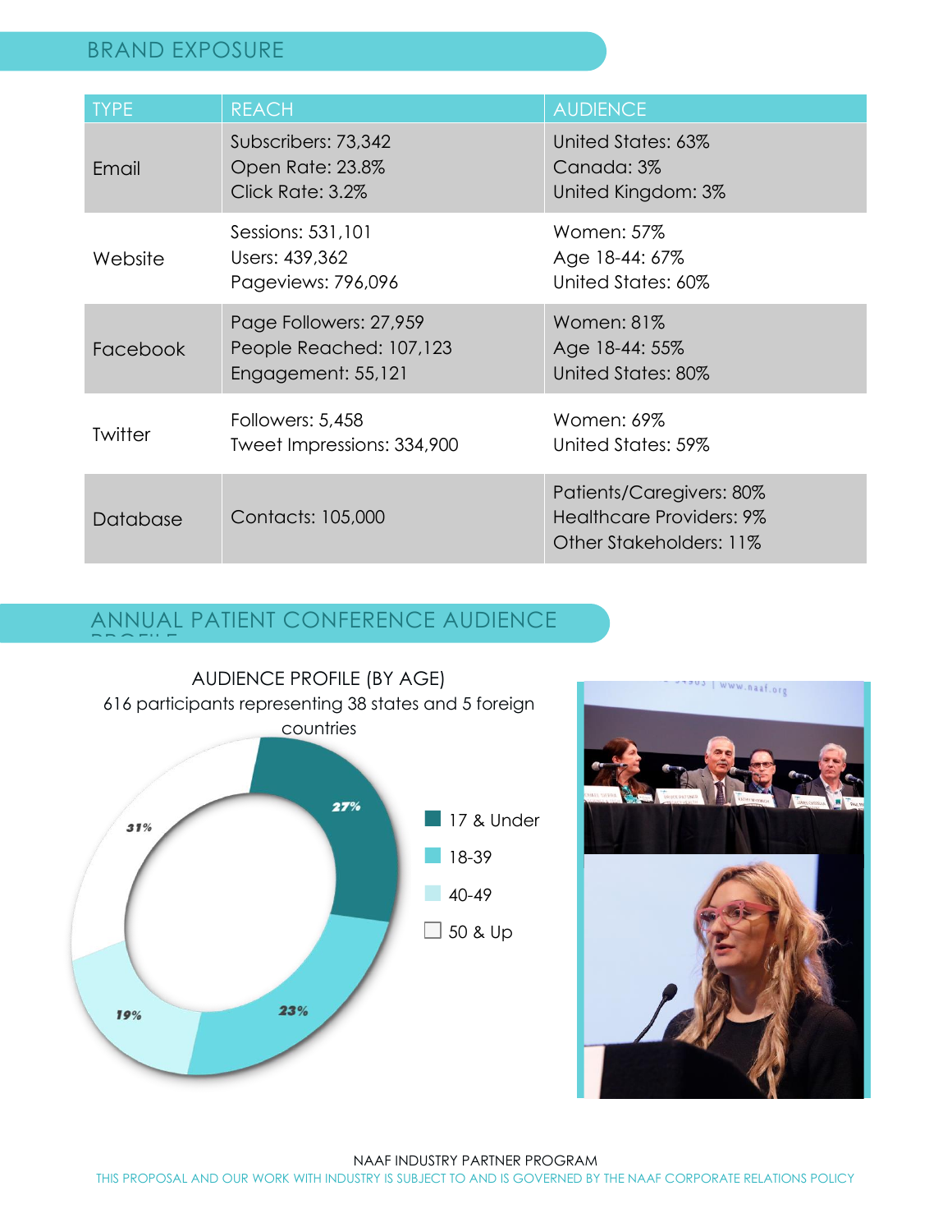## BRAND EXPOSURE

| TYPE | REACH | AUDIENCE |
|---|---|---|
| Email | Subscribers: 73,342<br>Open Rate: 23.8%<br>Click Rate: 3.2% | United States: 63%<br>Canada: 3%<br>United Kingdom: 3% |
| Website | Sessions: 531,101<br>Users: 439,362<br>Pageviews: 796,096 | Women: 57%<br>Age 18-44: 67%<br>United States: 60% |
| Facebook | Page Followers: 27,959<br>People Reached: 107,123<br>Engagement: 55,121 | Women: 81%<br>Age 18-44: 55%<br>United States: 80% |
| Twitter | Followers: 5,458<br>Tweet Impressions: 334,900 | Women: 69%<br>United States: 59% |
| Database | Contacts: 105,000 | Patients/Caregivers: 80%<br>Healthcare Providers: 9%<br>Other Stakeholders: 11% |

## ANNUAL PATIENT CONFERENCE AUDIENCE PROFILE

AUDIENCE PROFILE (BY AGE)

616 participants representing 38 states and 5 foreign countries

27%
23%
19%
31%

17 & Under
18-39
40-49
50 & Up